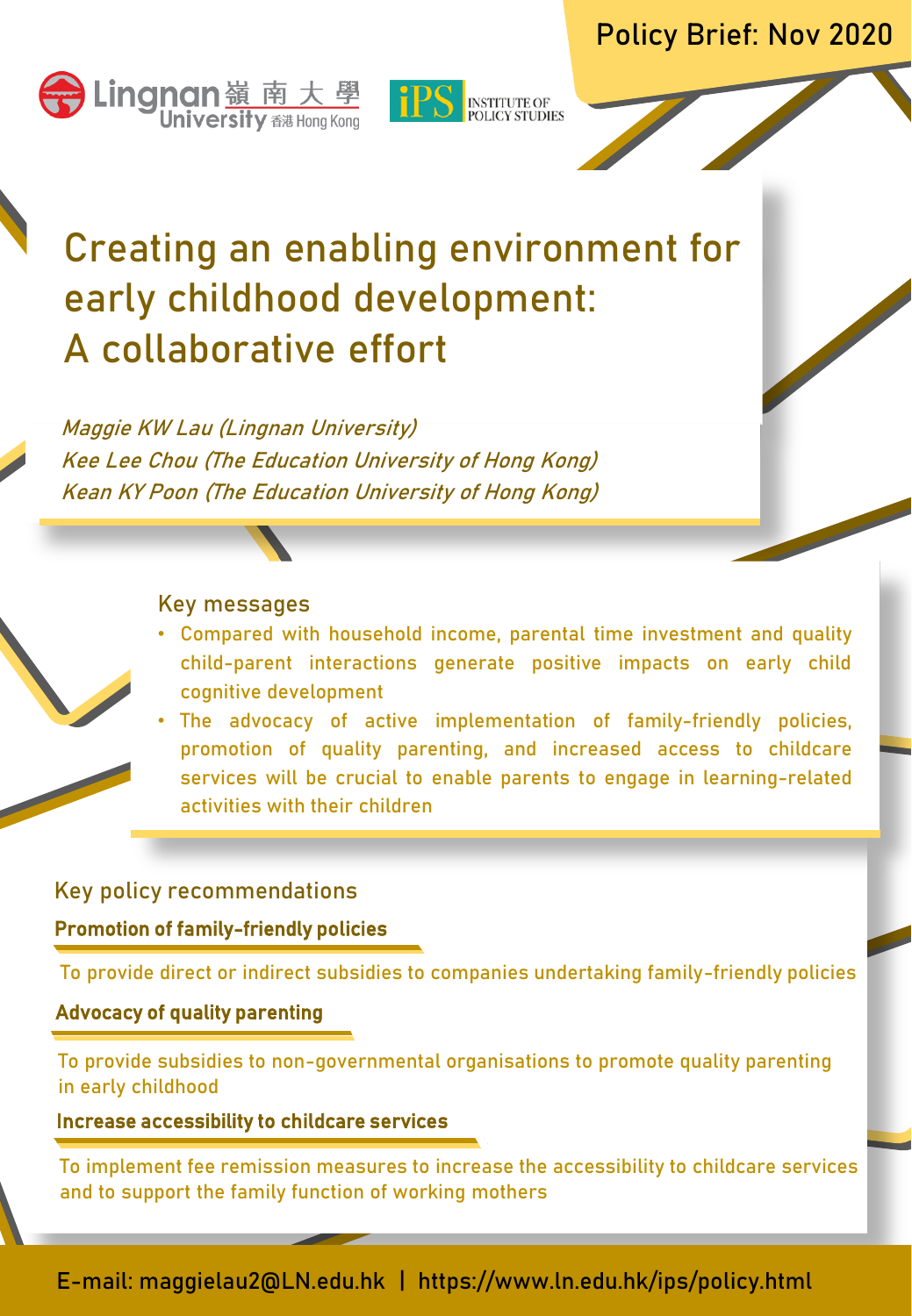Policy Brief: Nov 2020

# Creating an enabling environment for early childhood development: A collaborative effort

*Maggie KW Lau (Lingnan University)*
*Kee Lee Chou (The Education University of Hong Kong)*
*Kean KY Poon (The Education University of Hong Kong)*

## Key messages

- Compared with household income, parental time investment and quality child-parent interactions generate positive impacts on early child cognitive development
- The advocacy of active implementation of family-friendly policies, promotion of quality parenting, and increased access to childcare services will be crucial to enable parents to engage in learning-related activities with their children

## Key policy recommendations

**Promotion of family-friendly policies**

To provide direct or indirect subsidies to companies undertaking family-friendly policies

**Advocacy of quality parenting**

To provide subsidies to non-governmental organisations to promote quality parenting in early childhood

**Increase accessibility to childcare services**

To implement fee remission measures to increase the accessibility to childcare services and to support the family function of working mothers

E-mail: maggielau2@LN.edu.hk | https://www.ln.edu.hk/ips/policy.html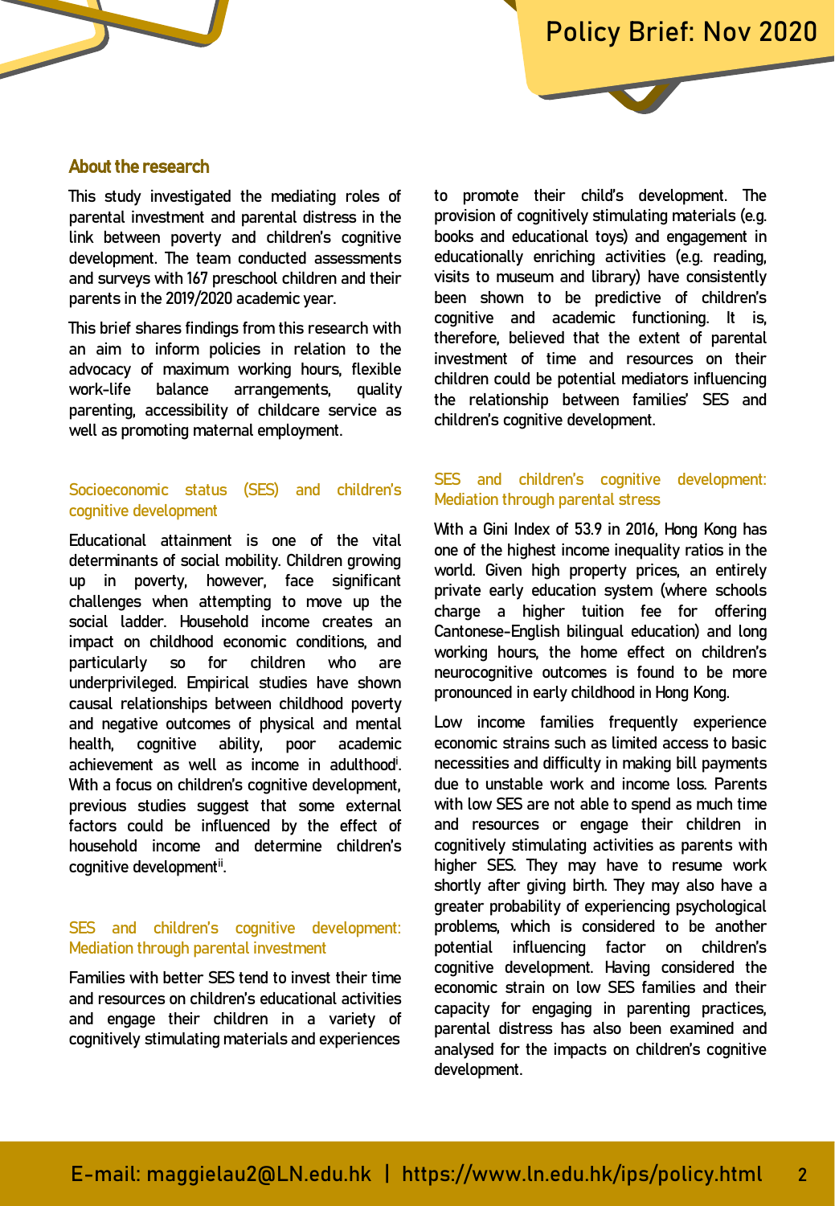## About the research

This study investigated the mediating roles of parental investment and parental distress in the link between poverty and children's cognitive development. The team conducted assessments and surveys with 167 preschool children and their parents in the 2019/2020 academic year.

This brief shares findings from this research with an aim to inform policies in relation to the advocacy of maximum working hours, flexible work-life balance arrangements, quality parenting, accessibility of childcare service as well as promoting maternal employment.

### Socioeconomic status (SES) and children's cognitive development

Educational attainment is one of the vital determinants of social mobility. Children growing up in poverty, however, face significant challenges when attempting to move up the social ladder. Household income creates an impact on childhood economic conditions, and particularly so for children who are underprivileged. Empirical studies have shown causal relationships between childhood poverty and negative outcomes of physical and mental health, cognitive ability, poor academic achievement as well as income in adulthood[i]. With a focus on children's cognitive development, previous studies suggest that some external factors could be influenced by the effect of household income and determine children's cognitive development[ii].

### SES and children's cognitive development: Mediation through parental investment

Families with better SES tend to invest their time and resources on children's educational activities and engage their children in a variety of cognitively stimulating materials and experiences to promote their child's development. The provision of cognitively stimulating materials (e.g. books and educational toys) and engagement in educationally enriching activities (e.g. reading, visits to museum and library) have consistently been shown to be predictive of children's cognitive and academic functioning. It is, therefore, believed that the extent of parental investment of time and resources on their children could be potential mediators influencing the relationship between families' SES and children's cognitive development.

### SES and children's cognitive development: Mediation through parental stress

With a Gini Index of 53.9 in 2016, Hong Kong has one of the highest income inequality ratios in the world. Given high property prices, an entirely private early education system (where schools charge a higher tuition fee for offering Cantonese-English bilingual education) and long working hours, the home effect on children's neurocognitive outcomes is found to be more pronounced in early childhood in Hong Kong.

Low income families frequently experience economic strains such as limited access to basic necessities and difficulty in making bill payments due to unstable work and income loss. Parents with low SES are not able to spend as much time and resources or engage their children in cognitively stimulating activities as parents with higher SES. They may have to resume work shortly after giving birth. They may also have a greater probability of experiencing psychological problems, which is considered to be another potential influencing factor on children's cognitive development. Having considered the economic strain on low SES families and their capacity for engaging in parenting practices, parental distress has also been examined and analysed for the impacts on children's cognitive development.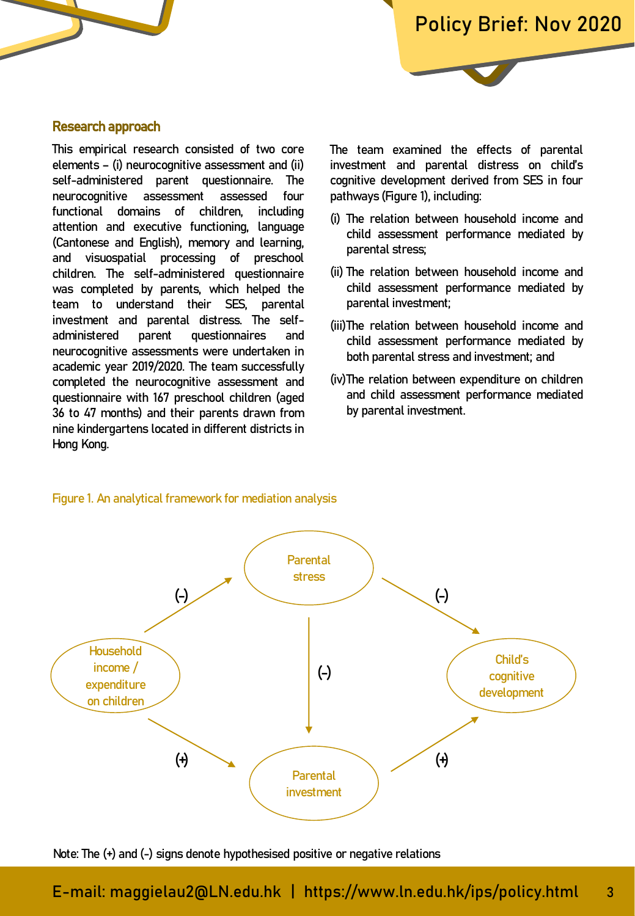### Research approach

This empirical research consisted of two core elements – (i) neurocognitive assessment and (ii) self-administered parent questionnaire. The neurocognitive assessment assessed four functional domains of children, including attention and executive functioning, language (Cantonese and English), memory and learning, and visuospatial processing of preschool children. The self-administered questionnaire was completed by parents, which helped the team to understand their SES, parental investment and parental distress. The self-administered parent questionnaires and neurocognitive assessments were undertaken in academic year 2019/2020. The team successfully completed the neurocognitive assessment and questionnaire with 167 preschool children (aged 36 to 47 months) and their parents drawn from nine kindergartens located in different districts in Hong Kong.

The team examined the effects of parental investment and parental distress on child's cognitive development derived from SES in four pathways (Figure 1), including:

(i) The relation between household income and child assessment performance mediated by parental stress;

(ii) The relation between household income and child assessment performance mediated by parental investment;

(iii) The relation between household income and child assessment performance mediated by both parental stress and investment; and

(iv) The relation between expenditure on children and child assessment performance mediated by parental investment.

Figure 1. An analytical framework for mediation analysis

Household income / expenditure on children → (-) Parental stress → (-) Child's cognitive development

Parental stress → (-) Parental investment

Household income / expenditure on children → (+) Parental investment → (+) Child's cognitive development

Note: The (+) and (-) signs denote hypothesised positive or negative relations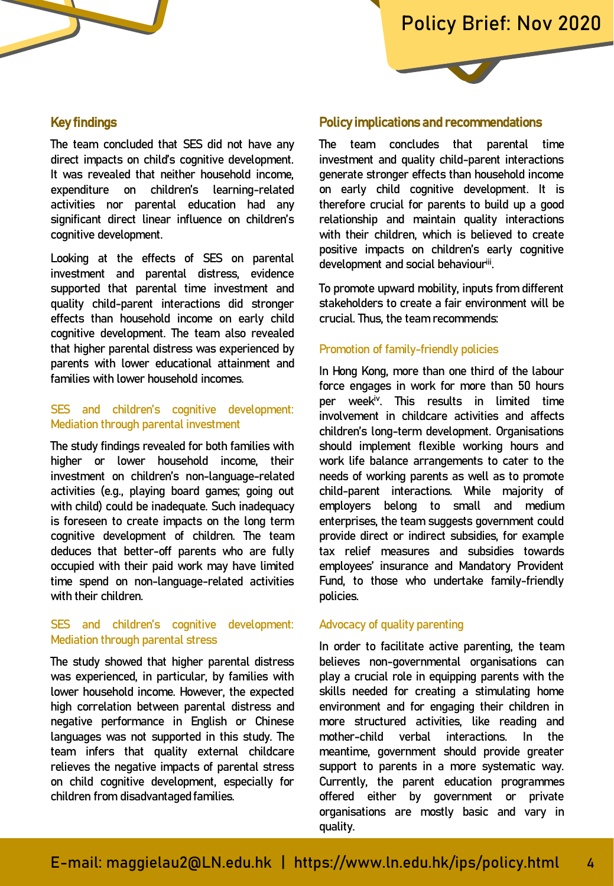## Key findings

The team concluded that SES did not have any direct impacts on child's cognitive development. It was revealed that neither household income, expenditure on children's learning-related activities nor parental education had any significant direct linear influence on children's cognitive development.

Looking at the effects of SES on parental investment and parental distress, evidence supported that parental time investment and quality child-parent interactions did stronger effects than household income on early child cognitive development. The team also revealed that higher parental distress was experienced by parents with lower educational attainment and families with lower household incomes.

### SES and children's cognitive development: Mediation through parental investment

The study findings revealed for both families with higher or lower household income, their investment on children's non-language-related activities (e.g., playing board games; going out with child) could be inadequate. Such inadequacy is foreseen to create impacts on the long term cognitive development of children. The team deduces that better-off parents who are fully occupied with their paid work may have limited time spend on non-language-related activities with their children.

### SES and children's cognitive development: Mediation through parental stress

The study showed that higher parental distress was experienced, in particular, by families with lower household income. However, the expected high correlation between parental distress and negative performance in English or Chinese languages was not supported in this study. The team infers that quality external childcare relieves the negative impacts of parental stress on child cognitive development, especially for children from disadvantaged families.

## Policy implications and recommendations

The team concludes that parental time investment and quality child-parent interactions generate stronger effects than household income on early child cognitive development. It is therefore crucial for parents to build up a good relationship and maintain quality interactions with their children, which is believed to create positive impacts on children's early cognitive development and social behaviour[iii].

To promote upward mobility, inputs from different stakeholders to create a fair environment will be crucial. Thus, the team recommends:

### Promotion of family-friendly policies

In Hong Kong, more than one third of the labour force engages in work for more than 50 hours per week[iv]. This results in limited time involvement in childcare activities and affects children's long-term development. Organisations should implement flexible working hours and work life balance arrangements to cater to the needs of working parents as well as to promote child-parent interactions. While majority of employers belong to small and medium enterprises, the team suggests government could provide direct or indirect subsidies, for example tax relief measures and subsidies towards employees' insurance and Mandatory Provident Fund, to those who undertake family-friendly policies.

### Advocacy of quality parenting

In order to facilitate active parenting, the team believes non-governmental organisations can play a crucial role in equipping parents with the skills needed for creating a stimulating home environment and for engaging their children in more structured activities, like reading and mother-child verbal interactions. In the meantime, government should provide greater support to parents in a more systematic way. Currently, the parent education programmes offered either by government or private organisations are mostly basic and vary in quality.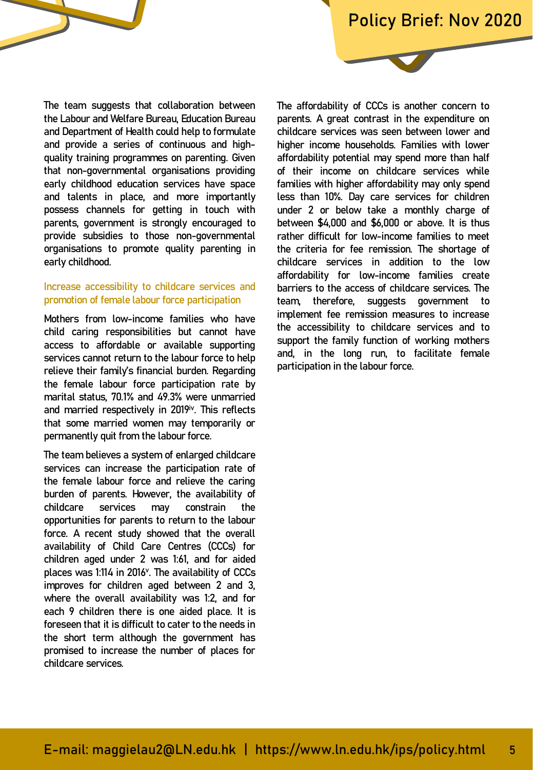The team suggests that collaboration between the Labour and Welfare Bureau, Education Bureau and Department of Health could help to formulate and provide a series of continuous and high-quality training programmes on parenting. Given that non-governmental organisations providing early childhood education services have space and talents in place, and more importantly possess channels for getting in touch with parents, government is strongly encouraged to provide subsidies to those non-governmental organisations to promote quality parenting in early childhood.

### Increase accessibility to childcare services and promotion of female labour force participation

Mothers from low-income families who have child caring responsibilities but cannot have access to affordable or available supporting services cannot return to the labour force to help relieve their family's financial burden. Regarding the female labour force participation rate by marital status, 70.1% and 49.3% were unmarried and married respectively in 2019[iv]. This reflects that some married women may temporarily or permanently quit from the labour force.

The team believes a system of enlarged childcare services can increase the participation rate of the female labour force and relieve the caring burden of parents. However, the availability of childcare services may constrain the opportunities for parents to return to the labour force. A recent study showed that the overall availability of Child Care Centres (CCCs) for children aged under 2 was 1:61, and for aided places was 1:114 in 2016[v]. The availability of CCCs improves for children aged between 2 and 3, where the overall availability was 1:2, and for each 9 children there is one aided place. It is foreseen that it is difficult to cater to the needs in the short term although the government has promised to increase the number of places for childcare services.

The affordability of CCCs is another concern to parents. A great contrast in the expenditure on childcare services was seen between lower and higher income households. Families with lower affordability potential may spend more than half of their income on childcare services while families with higher affordability may only spend less than 10%. Day care services for children under 2 or below take a monthly charge of between $4,000 and $6,000 or above. It is thus rather difficult for low-income families to meet the criteria for fee remission. The shortage of childcare services in addition to the low affordability for low-income families create barriers to the access of childcare services. The team, therefore, suggests government to implement fee remission measures to increase the accessibility to childcare services and to support the family function of working mothers and, in the long run, to facilitate female participation in the labour force.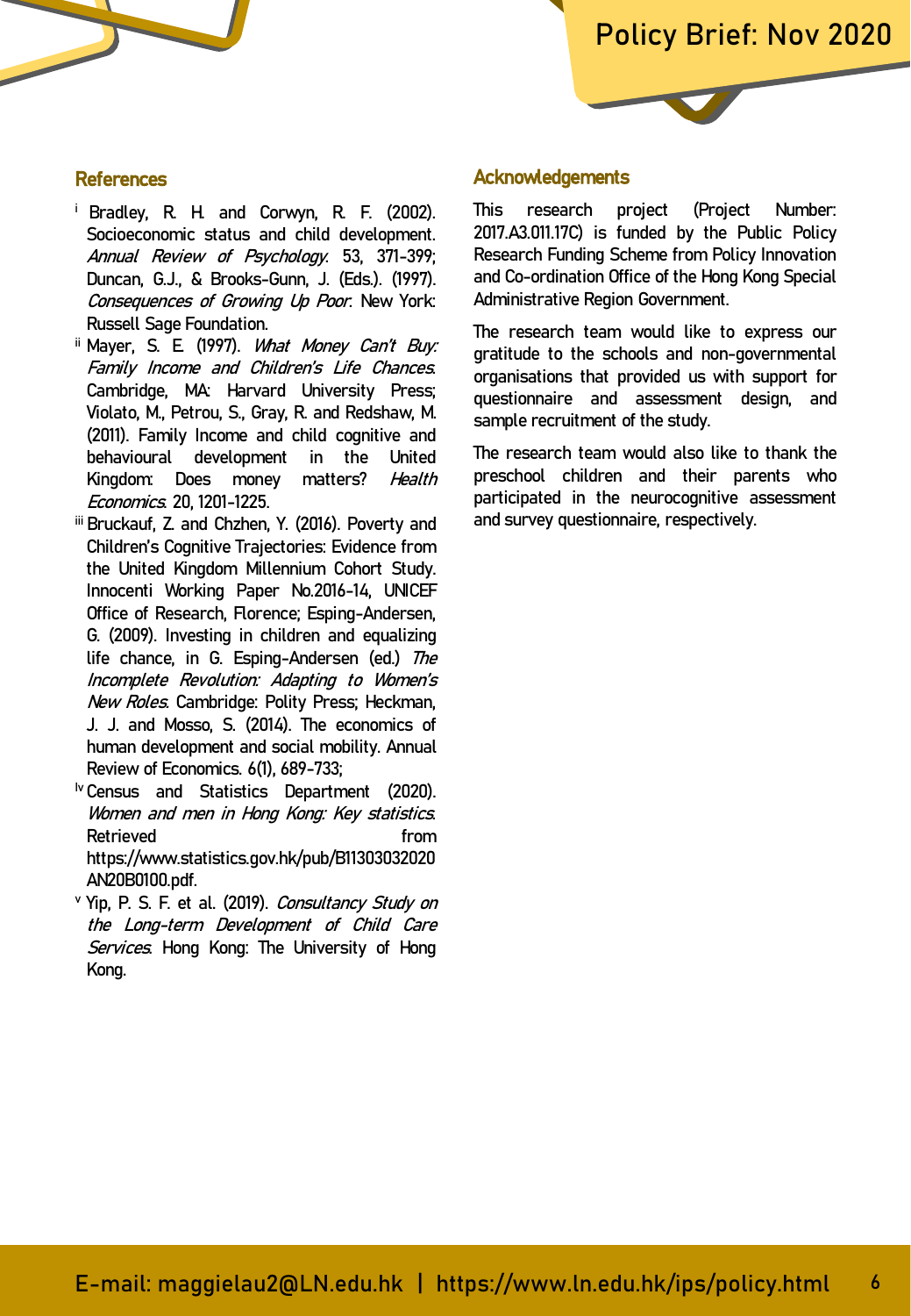## References

[i] Bradley, R. H. and Corwyn, R. F. (2002). Socioeconomic status and child development. *Annual Review of Psychology*. 53, 371-399; Duncan, G.J., & Brooks-Gunn, J. (Eds.). (1997). *Consequences of Growing Up Poor*. New York: Russell Sage Foundation.

[ii] Mayer, S. E. (1997). *What Money Can't Buy: Family Income and Children's Life Chances*. Cambridge, MA: Harvard University Press; Violato, M., Petrou, S., Gray, R. and Redshaw, M. (2011). Family Income and child cognitive and behavioural development in the United Kingdom: Does money matters? *Health Economics*. 20, 1201-1225.

[iii] Bruckauf, Z. and Chzhen, Y. (2016). Poverty and Children's Cognitive Trajectories: Evidence from the United Kingdom Millennium Cohort Study. Innocenti Working Paper No.2016-14, UNICEF Office of Research, Florence; Esping-Andersen, G. (2009). Investing in children and equalizing life chance, in G. Esping-Andersen (ed.) *The Incomplete Revolution: Adapting to Women's New Roles*. Cambridge: Polity Press; Heckman, J. J. and Mosso, S. (2014). The economics of human development and social mobility. Annual Review of Economics. 6(1), 689-733;

[Iv] Census and Statistics Department (2020). *Women and men in Hong Kong: Key statistics*. Retrieved from https://www.statistics.gov.hk/pub/B11303032020AN20B0100.pdf.

[v] Yip, P. S. F. et al. (2019). *Consultancy Study on the Long-term Development of Child Care Services*. Hong Kong: The University of Hong Kong.

## Acknowledgements

This research project (Project Number: 2017.A3.011.17C) is funded by the Public Policy Research Funding Scheme from Policy Innovation and Co-ordination Office of the Hong Kong Special Administrative Region Government.

The research team would like to express our gratitude to the schools and non-governmental organisations that provided us with support for questionnaire and assessment design, and sample recruitment of the study.

The research team would also like to thank the preschool children and their parents who participated in the neurocognitive assessment and survey questionnaire, respectively.